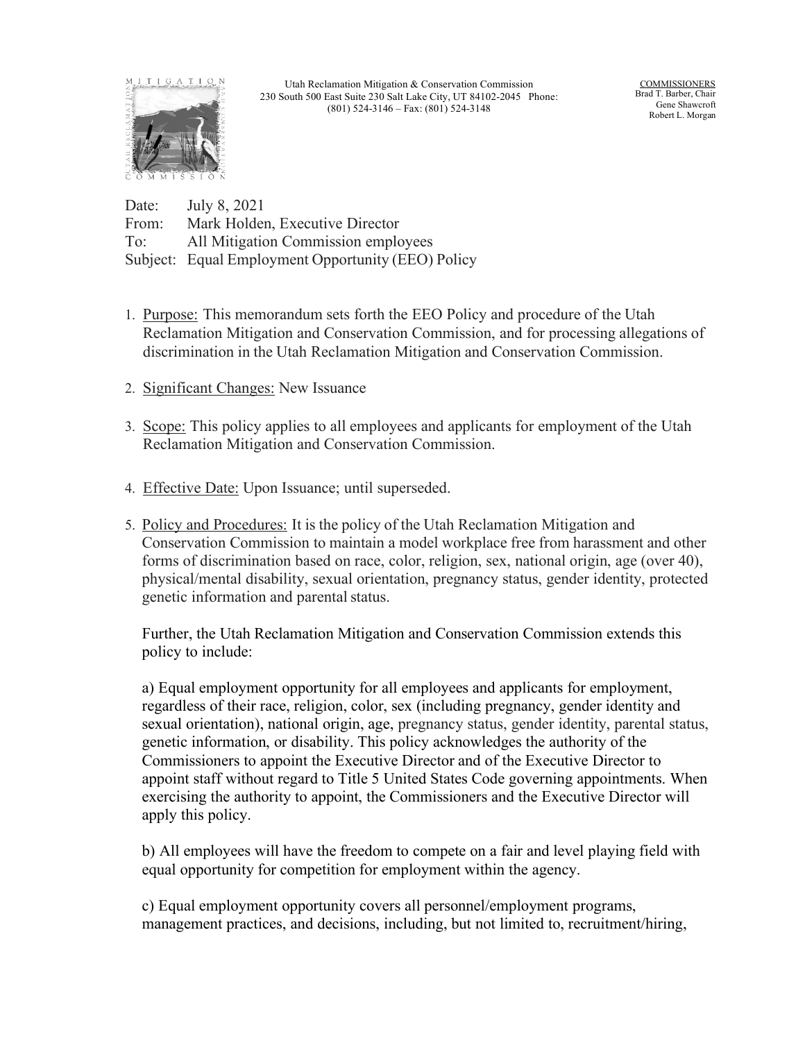Utah Reclamation Mitigation & Conservation Commission
230 South 500 East Suite 230 Salt Lake City, UT 84102-2045 Phone: (801) 524-3146 – Fax: (801) 524-3148

COMMISSIONERS
Brad T. Barber, Chair
Gene Shawcroft
Robert L. Morgan

Date: July 8, 2021
From: Mark Holden, Executive Director
To: All Mitigation Commission employees
Subject: Equal Employment Opportunity (EEO) Policy

1. Purpose: This memorandum sets forth the EEO Policy and procedure of the Utah Reclamation Mitigation and Conservation Commission, and for processing allegations of discrimination in the Utah Reclamation Mitigation and Conservation Commission.

2. Significant Changes: New Issuance

3. Scope: This policy applies to all employees and applicants for employment of the Utah Reclamation Mitigation and Conservation Commission.

4. Effective Date: Upon Issuance; until superseded.

5. Policy and Procedures: It is the policy of the Utah Reclamation Mitigation and Conservation Commission to maintain a model workplace free from harassment and other forms of discrimination based on race, color, religion, sex, national origin, age (over 40), physical/mental disability, sexual orientation, pregnancy status, gender identity, protected genetic information and parental status.

   Further, the Utah Reclamation Mitigation and Conservation Commission extends this policy to include:

   a) Equal employment opportunity for all employees and applicants for employment, regardless of their race, religion, color, sex (including pregnancy, gender identity and sexual orientation), national origin, age, pregnancy status, gender identity, parental status, genetic information, or disability. This policy acknowledges the authority of the Commissioners to appoint the Executive Director and of the Executive Director to appoint staff without regard to Title 5 United States Code governing appointments. When exercising the authority to appoint, the Commissioners and the Executive Director will apply this policy.

   b) All employees will have the freedom to compete on a fair and level playing field with equal opportunity for competition for employment within the agency.

   c) Equal employment opportunity covers all personnel/employment programs, management practices, and decisions, including, but not limited to, recruitment/hiring,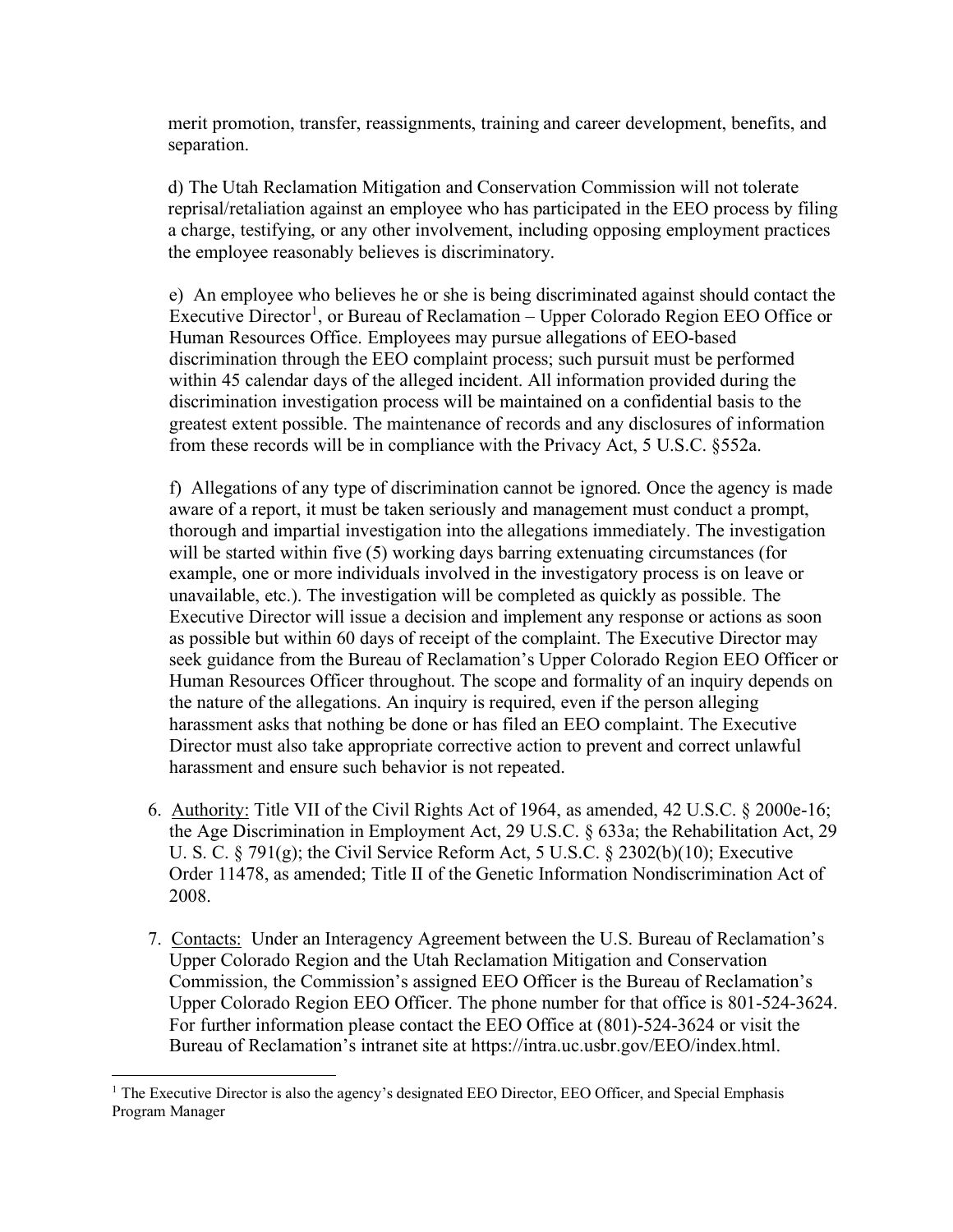merit promotion, transfer, reassignments, training and career development, benefits, and separation.

d) The Utah Reclamation Mitigation and Conservation Commission will not tolerate reprisal/retaliation against an employee who has participated in the EEO process by filing a charge, testifying, or any other involvement, including opposing employment practices the employee reasonably believes is discriminatory.

e) An employee who believes he or she is being discriminated against should contact the Executive Director[1], or Bureau of Reclamation – Upper Colorado Region EEO Office or Human Resources Office. Employees may pursue allegations of EEO-based discrimination through the EEO complaint process; such pursuit must be performed within 45 calendar days of the alleged incident. All information provided during the discrimination investigation process will be maintained on a confidential basis to the greatest extent possible. The maintenance of records and any disclosures of information from these records will be in compliance with the Privacy Act, 5 U.S.C. §552a.

f) Allegations of any type of discrimination cannot be ignored. Once the agency is made aware of a report, it must be taken seriously and management must conduct a prompt, thorough and impartial investigation into the allegations immediately. The investigation will be started within five (5) working days barring extenuating circumstances (for example, one or more individuals involved in the investigatory process is on leave or unavailable, etc.). The investigation will be completed as quickly as possible. The Executive Director will issue a decision and implement any response or actions as soon as possible but within 60 days of receipt of the complaint. The Executive Director may seek guidance from the Bureau of Reclamation's Upper Colorado Region EEO Officer or Human Resources Officer throughout. The scope and formality of an inquiry depends on the nature of the allegations. An inquiry is required, even if the person alleging harassment asks that nothing be done or has filed an EEO complaint. The Executive Director must also take appropriate corrective action to prevent and correct unlawful harassment and ensure such behavior is not repeated.

6. Authority: Title VII of the Civil Rights Act of 1964, as amended, 42 U.S.C. § 2000e-16; the Age Discrimination in Employment Act, 29 U.S.C. § 633a; the Rehabilitation Act, 29 U. S. C. § 791(g); the Civil Service Reform Act, 5 U.S.C. § 2302(b)(10); Executive Order 11478, as amended; Title II of the Genetic Information Nondiscrimination Act of 2008.

7. Contacts: Under an Interagency Agreement between the U.S. Bureau of Reclamation's Upper Colorado Region and the Utah Reclamation Mitigation and Conservation Commission, the Commission's assigned EEO Officer is the Bureau of Reclamation's Upper Colorado Region EEO Officer. The phone number for that office is 801-524-3624. For further information please contact the EEO Office at (801)-524-3624 or visit the Bureau of Reclamation's intranet site at https://intra.uc.usbr.gov/EEO/index.html.

[1] The Executive Director is also the agency's designated EEO Director, EEO Officer, and Special Emphasis Program Manager